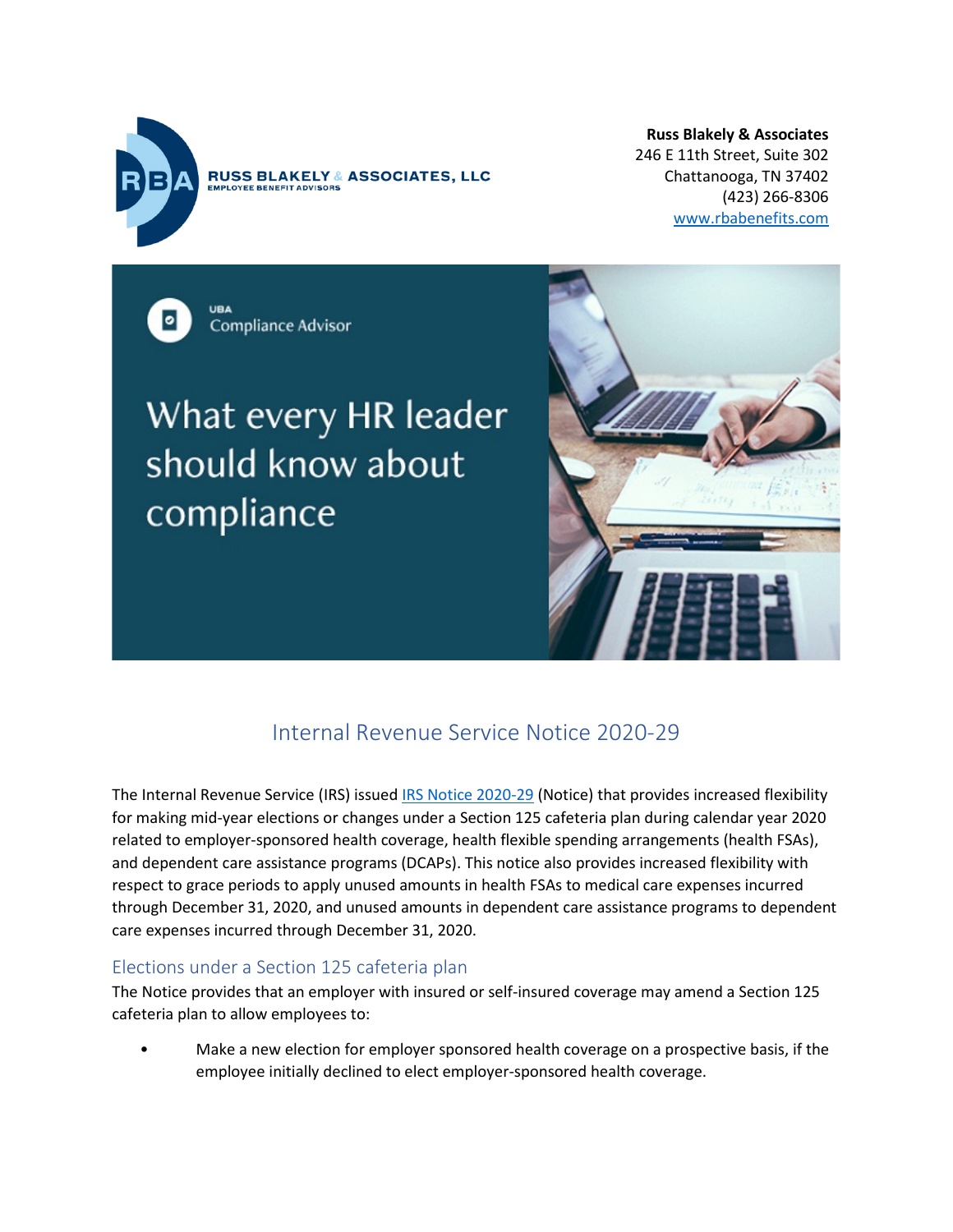**Russ Blakely & Associates**
246 E 11th Street, Suite 302
Chattanooga, TN 37402
(423) 266-8306
[www.rbabenefits.com](www.rbabenefits.com)

UBA
Compliance Advisor

# What every HR leader should know about compliance

## Internal Revenue Service Notice 2020-29

The Internal Revenue Service (IRS) issued [IRS Notice 2020-29](IRS Notice 2020-29) (Notice) that provides increased flexibility for making mid-year elections or changes under a Section 125 cafeteria plan during calendar year 2020 related to employer-sponsored health coverage, health flexible spending arrangements (health FSAs), and dependent care assistance programs (DCAPs). This notice also provides increased flexibility with respect to grace periods to apply unused amounts in health FSAs to medical care expenses incurred through December 31, 2020, and unused amounts in dependent care assistance programs to dependent care expenses incurred through December 31, 2020.

### Elections under a Section 125 cafeteria plan

The Notice provides that an employer with insured or self-insured coverage may amend a Section 125 cafeteria plan to allow employees to:

- Make a new election for employer sponsored health coverage on a prospective basis, if the employee initially declined to elect employer-sponsored health coverage.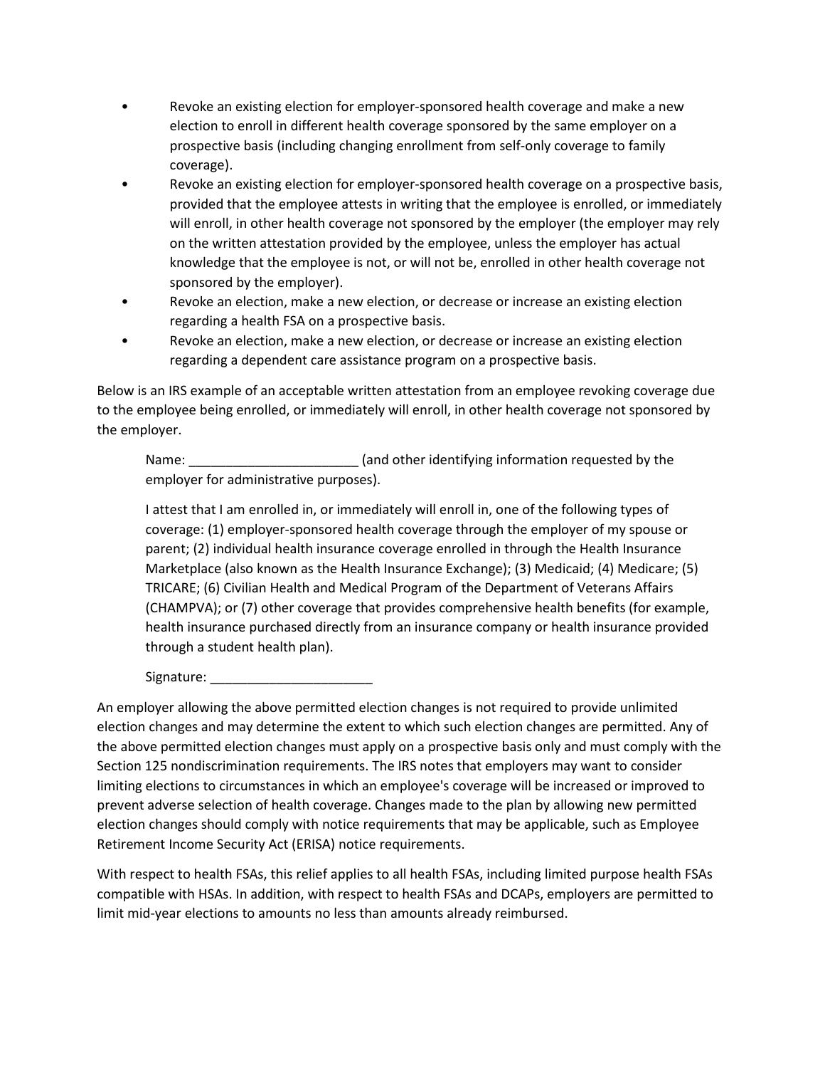- Revoke an existing election for employer-sponsored health coverage and make a new election to enroll in different health coverage sponsored by the same employer on a prospective basis (including changing enrollment from self-only coverage to family coverage).
- Revoke an existing election for employer-sponsored health coverage on a prospective basis, provided that the employee attests in writing that the employee is enrolled, or immediately will enroll, in other health coverage not sponsored by the employer (the employer may rely on the written attestation provided by the employee, unless the employer has actual knowledge that the employee is not, or will not be, enrolled in other health coverage not sponsored by the employer).
- Revoke an election, make a new election, or decrease or increase an existing election regarding a health FSA on a prospective basis.
- Revoke an election, make a new election, or decrease or increase an existing election regarding a dependent care assistance program on a prospective basis.

Below is an IRS example of an acceptable written attestation from an employee revoking coverage due to the employee being enrolled, or immediately will enroll, in other health coverage not sponsored by the employer.

> Name: _______________________ (and other identifying information requested by the employer for administrative purposes).
>
> I attest that I am enrolled in, or immediately will enroll in, one of the following types of coverage: (1) employer-sponsored health coverage through the employer of my spouse or parent; (2) individual health insurance coverage enrolled in through the Health Insurance Marketplace (also known as the Health Insurance Exchange); (3) Medicaid; (4) Medicare; (5) TRICARE; (6) Civilian Health and Medical Program of the Department of Veterans Affairs (CHAMPVA); or (7) other coverage that provides comprehensive health benefits (for example, health insurance purchased directly from an insurance company or health insurance provided through a student health plan).
>
> Signature: ______________________

An employer allowing the above permitted election changes is not required to provide unlimited election changes and may determine the extent to which such election changes are permitted. Any of the above permitted election changes must apply on a prospective basis only and must comply with the Section 125 nondiscrimination requirements. The IRS notes that employers may want to consider limiting elections to circumstances in which an employee's coverage will be increased or improved to prevent adverse selection of health coverage. Changes made to the plan by allowing new permitted election changes should comply with notice requirements that may be applicable, such as Employee Retirement Income Security Act (ERISA) notice requirements.

With respect to health FSAs, this relief applies to all health FSAs, including limited purpose health FSAs compatible with HSAs. In addition, with respect to health FSAs and DCAPs, employers are permitted to limit mid-year elections to amounts no less than amounts already reimbursed.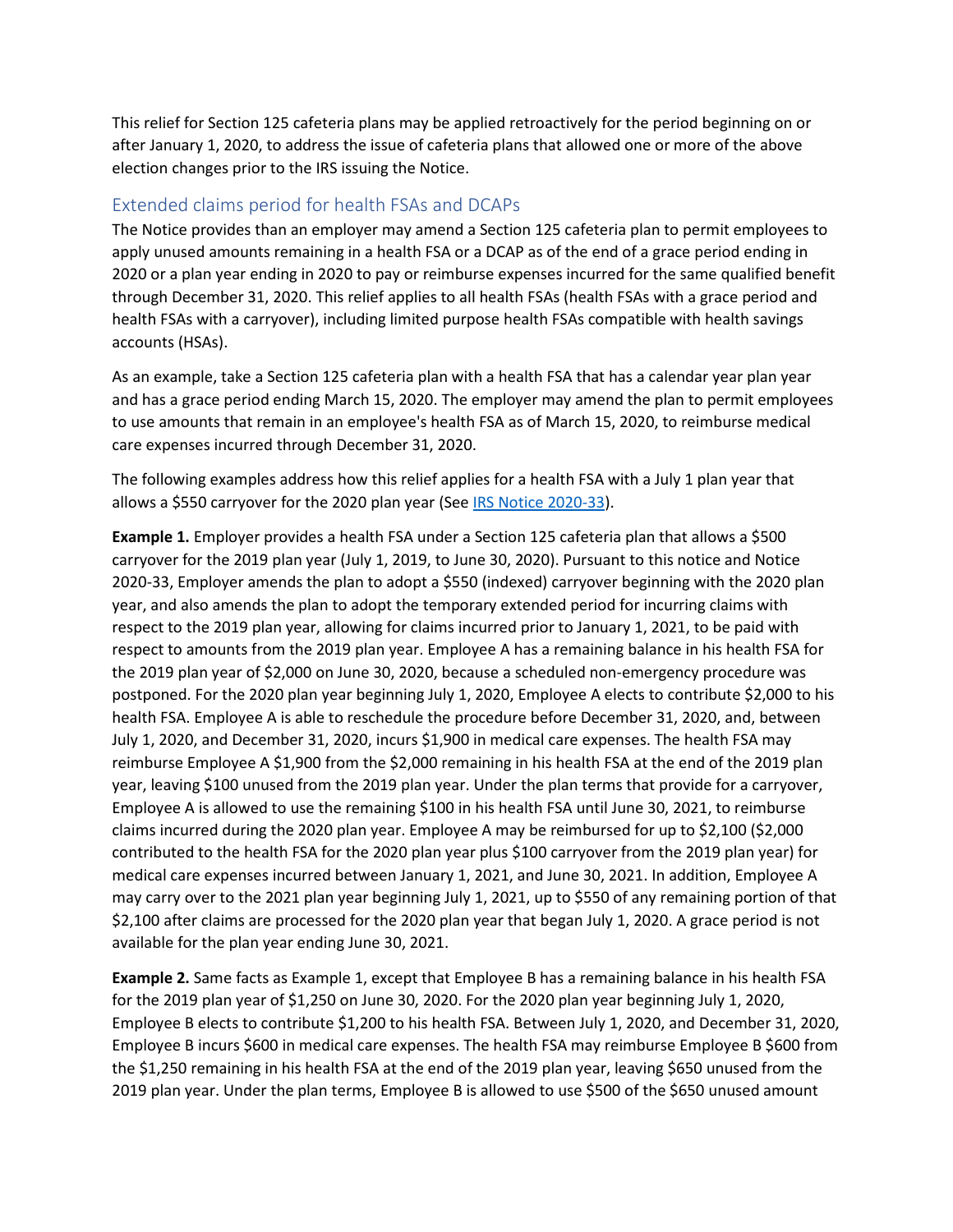This relief for Section 125 cafeteria plans may be applied retroactively for the period beginning on or after January 1, 2020, to address the issue of cafeteria plans that allowed one or more of the above election changes prior to the IRS issuing the Notice.

## Extended claims period for health FSAs and DCAPs

The Notice provides than an employer may amend a Section 125 cafeteria plan to permit employees to apply unused amounts remaining in a health FSA or a DCAP as of the end of a grace period ending in 2020 or a plan year ending in 2020 to pay or reimburse expenses incurred for the same qualified benefit through December 31, 2020. This relief applies to all health FSAs (health FSAs with a grace period and health FSAs with a carryover), including limited purpose health FSAs compatible with health savings accounts (HSAs).

As an example, take a Section 125 cafeteria plan with a health FSA that has a calendar year plan year and has a grace period ending March 15, 2020. The employer may amend the plan to permit employees to use amounts that remain in an employee's health FSA as of March 15, 2020, to reimburse medical care expenses incurred through December 31, 2020.

The following examples address how this relief applies for a health FSA with a July 1 plan year that allows a $550 carryover for the 2020 plan year (See [IRS Notice 2020-33](IRS Notice 2020-33)).

**Example 1.** Employer provides a health FSA under a Section 125 cafeteria plan that allows a $500 carryover for the 2019 plan year (July 1, 2019, to June 30, 2020). Pursuant to this notice and Notice 2020-33, Employer amends the plan to adopt a $550 (indexed) carryover beginning with the 2020 plan year, and also amends the plan to adopt the temporary extended period for incurring claims with respect to the 2019 plan year, allowing for claims incurred prior to January 1, 2021, to be paid with respect to amounts from the 2019 plan year. Employee A has a remaining balance in his health FSA for the 2019 plan year of $2,000 on June 30, 2020, because a scheduled non-emergency procedure was postponed. For the 2020 plan year beginning July 1, 2020, Employee A elects to contribute $2,000 to his health FSA. Employee A is able to reschedule the procedure before December 31, 2020, and, between July 1, 2020, and December 31, 2020, incurs $1,900 in medical care expenses. The health FSA may reimburse Employee A $1,900 from the $2,000 remaining in his health FSA at the end of the 2019 plan year, leaving $100 unused from the 2019 plan year. Under the plan terms that provide for a carryover, Employee A is allowed to use the remaining $100 in his health FSA until June 30, 2021, to reimburse claims incurred during the 2020 plan year. Employee A may be reimbursed for up to $2,100 ($2,000 contributed to the health FSA for the 2020 plan year plus $100 carryover from the 2019 plan year) for medical care expenses incurred between January 1, 2021, and June 30, 2021. In addition, Employee A may carry over to the 2021 plan year beginning July 1, 2021, up to $550 of any remaining portion of that $2,100 after claims are processed for the 2020 plan year that began July 1, 2020. A grace period is not available for the plan year ending June 30, 2021.

**Example 2.** Same facts as Example 1, except that Employee B has a remaining balance in his health FSA for the 2019 plan year of $1,250 on June 30, 2020. For the 2020 plan year beginning July 1, 2020, Employee B elects to contribute $1,200 to his health FSA. Between July 1, 2020, and December 31, 2020, Employee B incurs $600 in medical care expenses. The health FSA may reimburse Employee B $600 from the $1,250 remaining in his health FSA at the end of the 2019 plan year, leaving $650 unused from the 2019 plan year. Under the plan terms, Employee B is allowed to use $500 of the $650 unused amount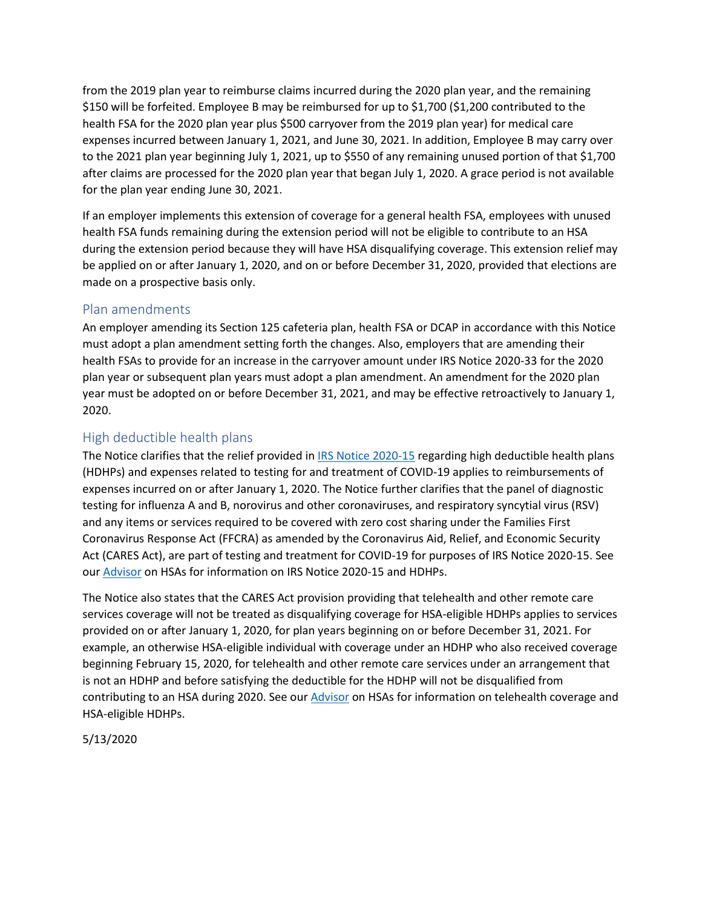from the 2019 plan year to reimburse claims incurred during the 2020 plan year, and the remaining $150 will be forfeited. Employee B may be reimbursed for up to $1,700 ($1,200 contributed to the health FSA for the 2020 plan year plus $500 carryover from the 2019 plan year) for medical care expenses incurred between January 1, 2021, and June 30, 2021. In addition, Employee B may carry over to the 2021 plan year beginning July 1, 2021, up to $550 of any remaining unused portion of that $1,700 after claims are processed for the 2020 plan year that began July 1, 2020. A grace period is not available for the plan year ending June 30, 2021.

If an employer implements this extension of coverage for a general health FSA, employees with unused health FSA funds remaining during the extension period will not be eligible to contribute to an HSA during the extension period because they will have HSA disqualifying coverage. This extension relief may be applied on or after January 1, 2020, and on or before December 31, 2020, provided that elections are made on a prospective basis only.

## Plan amendments

An employer amending its Section 125 cafeteria plan, health FSA or DCAP in accordance with this Notice must adopt a plan amendment setting forth the changes. Also, employers that are amending their health FSAs to provide for an increase in the carryover amount under IRS Notice 2020-33 for the 2020 plan year or subsequent plan years must adopt a plan amendment. An amendment for the 2020 plan year must be adopted on or before December 31, 2021, and may be effective retroactively to January 1, 2020.

## High deductible health plans

The Notice clarifies that the relief provided in IRS Notice 2020-15 regarding high deductible health plans (HDHPs) and expenses related to testing for and treatment of COVID-19 applies to reimbursements of expenses incurred on or after January 1, 2020. The Notice further clarifies that the panel of diagnostic testing for influenza A and B, norovirus and other coronaviruses, and respiratory syncytial virus (RSV) and any items or services required to be covered with zero cost sharing under the Families First Coronavirus Response Act (FFCRA) as amended by the Coronavirus Aid, Relief, and Economic Security Act (CARES Act), are part of testing and treatment for COVID-19 for purposes of IRS Notice 2020-15. See our Advisor on HSAs for information on IRS Notice 2020-15 and HDHPs.

The Notice also states that the CARES Act provision providing that telehealth and other remote care services coverage will not be treated as disqualifying coverage for HSA-eligible HDHPs applies to services provided on or after January 1, 2020, for plan years beginning on or before December 31, 2021. For example, an otherwise HSA-eligible individual with coverage under an HDHP who also received coverage beginning February 15, 2020, for telehealth and other remote care services under an arrangement that is not an HDHP and before satisfying the deductible for the HDHP will not be disqualified from contributing to an HSA during 2020. See our Advisor on HSAs for information on telehealth coverage and HSA-eligible HDHPs.

5/13/2020